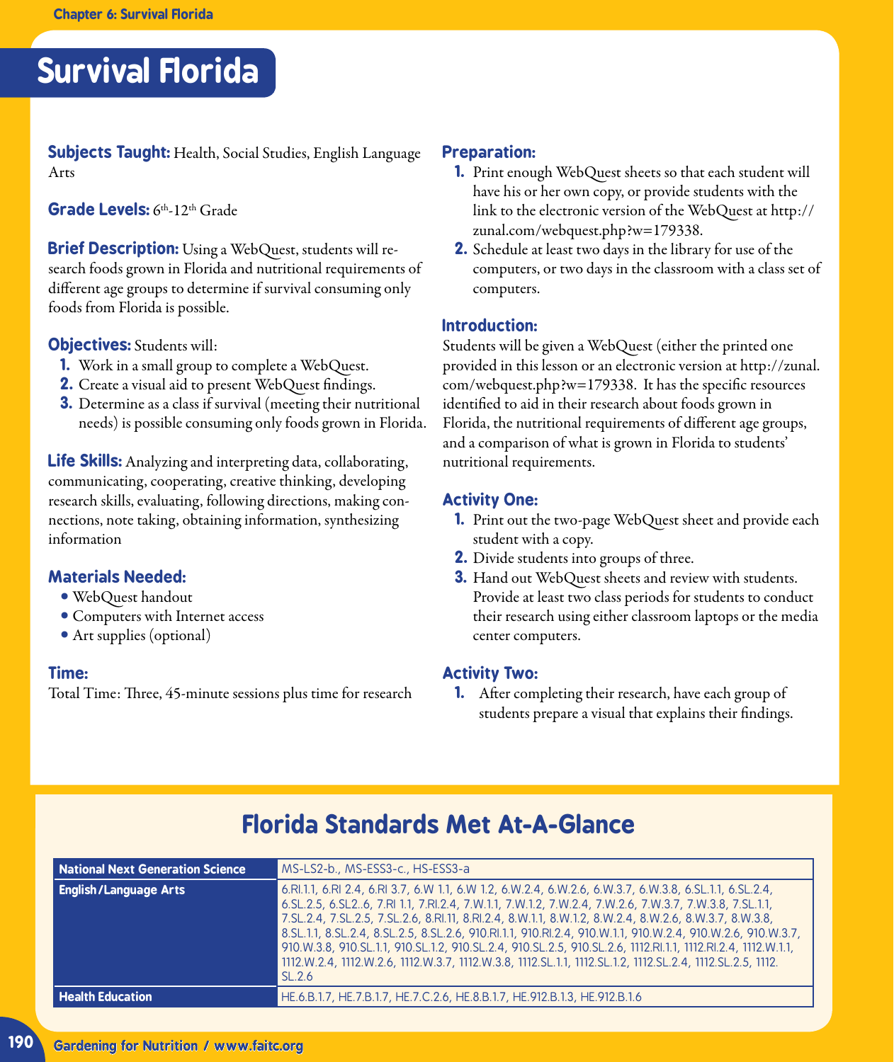# Survival Florida

**Subjects Taught:** Health, Social Studies, English Language Arts

**Grade Levels:** 6th-12th Grade

**Brief Description:** Using a WebQuest, students will research foods grown in Florida and nutritional requirements of different age groups to determine if survival consuming only foods from Florida is possible.

**Objectives:** Students will:

1. Work in a small group to complete a WebQuest.
2. Create a visual aid to present WebQuest findings.
3. Determine as a class if survival (meeting their nutritional needs) is possible consuming only foods grown in Florida.

**Life Skills:** Analyzing and interpreting data, collaborating, communicating, cooperating, creative thinking, developing research skills, evaluating, following directions, making connections, note taking, obtaining information, synthesizing information

### Materials Needed:

- WebQuest handout
- Computers with Internet access
- Art supplies (optional)

### Time:

Total Time: Three, 45-minute sessions plus time for research

### Preparation:

1. Print enough WebQuest sheets so that each student will have his or her own copy, or provide students with the link to the electronic version of the WebQuest at http://zunal.com/webquest.php?w=179338.
2. Schedule at least two days in the library for use of the computers, or two days in the classroom with a class set of computers.

### Introduction:

Students will be given a WebQuest (either the printed one provided in this lesson or an electronic version at http://zunal.com/webquest.php?w=179338. It has the specific resources identified to aid in their research about foods grown in Florida, the nutritional requirements of different age groups, and a comparison of what is grown in Florida to students' nutritional requirements.

### Activity One:

1. Print out the two-page WebQuest sheet and provide each student with a copy.
2. Divide students into groups of three.
3. Hand out WebQuest sheets and review with students. Provide at least two class periods for students to conduct their research using either classroom laptops or the media center computers.

### Activity Two:

1. After completing their research, have each group of students prepare a visual that explains their findings.

## Florida Standards Met At-A-Glance

| | |
|---|---|
| **National Next Generation Science** | MS-LS2-b., MS-ESS3-c., HS-ESS3-a |
| **English/Language Arts** | 6.RI.1.1, 6.RI 2.4, 6.RI 3.7, 6.W 1.1, 6.W 1.2, 6.W.2.4, 6.W.2.6, 6.W.3.7, 6.W.3.8, 6.SL.1.1, 6.SL.2.4, 6.SL.2.5, 6.SL2..6, 7.RI 1.1, 7.RI.2.4, 7.W.1.1, 7.W.1.2, 7.W.2.4, 7.W.2.6, 7.W.3.7, 7.W.3.8, 7.SL.1.1, 7.SL.2.4, 7.SL.2.5, 7.SL.2.6, 8.RI.11, 8.RI.2.4, 8.W.1.1, 8.W.1.2, 8.W.2.4, 8.W.2.6, 8.W.3.7, 8.W.3.8, 8.SL.1.1, 8.SL.2.4, 8.SL.2.5, 8.SL.2.6, 910.RI.1.1, 910.RI.2.4, 910.W.1.1, 910.W.2.4, 910.W.2.6, 910.W.3.7, 910.W.3.8, 910.SL.1.1, 910.SL.1.2, 910.SL.2.4, 910.SL.2.5, 910.SL.2.6, 1112.RI.1.1, 1112.RI.2.4, 1112.W.1.1, 1112.W.2.4, 1112.W.2.6, 1112.W.3.7, 1112.W.3.8, 1112.SL.1.1, 1112.SL.1.2, 1112.SL.2.4, 1112.SL.2.5, 1112.SL.2.6 |
| **Health Education** | HE.6.B.1.7, HE.7.B.1.7, HE.7.C.2.6, HE.8.B.1.7, HE.912.B.1.3, HE.912.B.1.6 |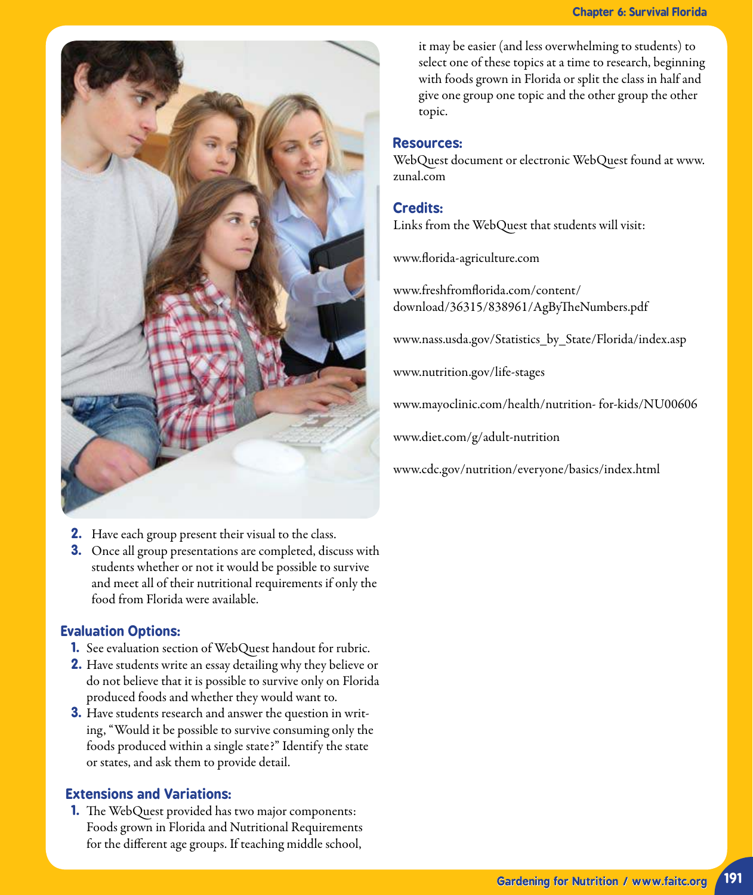2. Have each group present their visual to the class.
3. Once all group presentations are completed, discuss with students whether or not it would be possible to survive and meet all of their nutritional requirements if only the food from Florida were available.

## Evaluation Options:

1. See evaluation section of WebQuest handout for rubric.
2. Have students write an essay detailing why they believe or do not believe that it is possible to survive only on Florida produced foods and whether they would want to.
3. Have students research and answer the question in writing, "Would it be possible to survive consuming only the foods produced within a single state?" Identify the state or states, and ask them to provide detail.

## Extensions and Variations:

1. The WebQuest provided has two major components: Foods grown in Florida and Nutritional Requirements for the different age groups. If teaching middle school, it may be easier (and less overwhelming to students) to select one of these topics at a time to research, beginning with foods grown in Florida or split the class in half and give one group one topic and the other group the other topic.

## Resources:

WebQuest document or electronic WebQuest found at www.zunal.com

## Credits:

Links from the WebQuest that students will visit:

www.florida-agriculture.com

www.freshfromflorida.com/content/download/36315/838961/AgByTheNumbers.pdf

www.nass.usda.gov/Statistics_by_State/Florida/index.asp

www.nutrition.gov/life-stages

www.mayoclinic.com/health/nutrition- for-kids/NU00606

www.diet.com/g/adult-nutrition

www.cdc.gov/nutrition/everyone/basics/index.html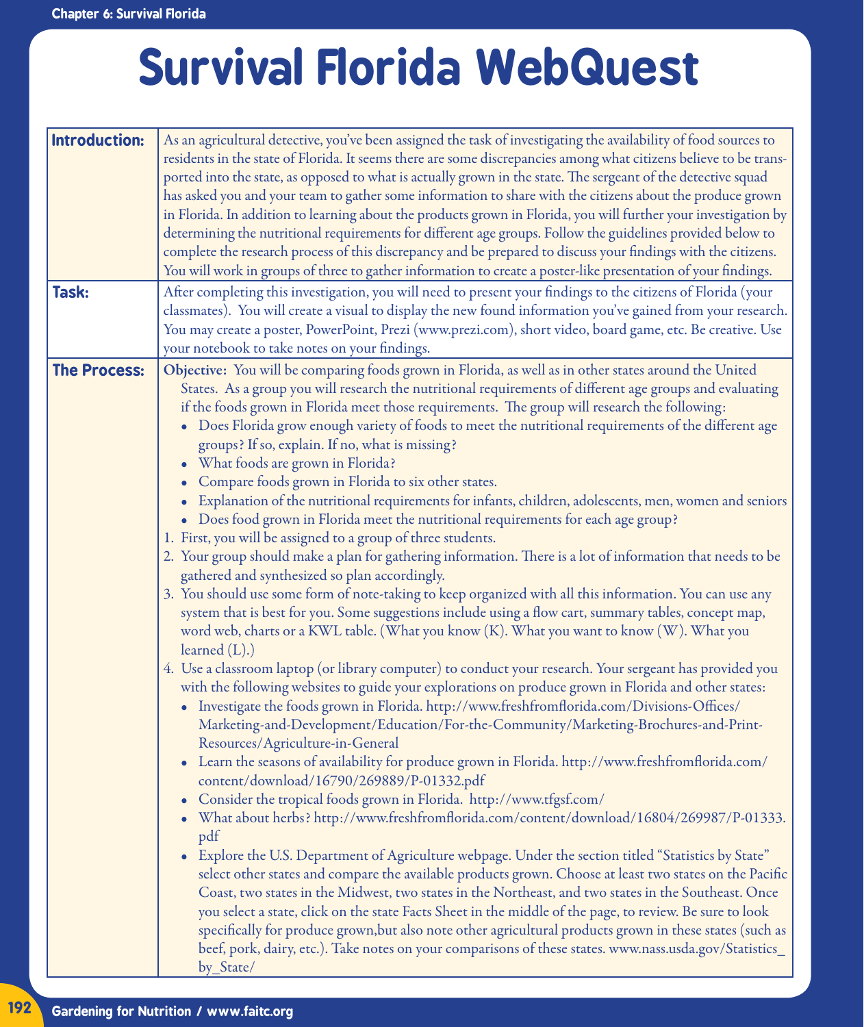# Survival Florida WebQuest

| | |
|---|---|
| **Introduction:** | As an agricultural detective, you've been assigned the task of investigating the availability of food sources to residents in the state of Florida. It seems there are some discrepancies among what citizens believe to be transported into the state, as opposed to what is actually grown in the state. The sergeant of the detective squad has asked you and your team to gather some information to share with the citizens about the produce grown in Florida. In addition to learning about the products grown in Florida, you will further your investigation by determining the nutritional requirements for different age groups. Follow the guidelines provided below to complete the research process of this discrepancy and be prepared to discuss your findings with the citizens. You will work in groups of three to gather information to create a poster-like presentation of your findings. |
| **Task:** | After completing this investigation, you will need to present your findings to the citizens of Florida (your classmates). You will create a visual to display the new found information you've gained from your research. You may create a poster, PowerPoint, Prezi (www.prezi.com), short video, board game, etc. Be creative. Use your notebook to take notes on your findings. |
| **The Process:** | **Objective:** You will be comparing foods grown in Florida, as well as in other states around the United States. As a group you will research the nutritional requirements of different age groups and evaluating if the foods grown in Florida meet those requirements. The group will research the following:<br>• Does Florida grow enough variety of foods to meet the nutritional requirements of the different age groups? If so, explain. If no, what is missing?<br>• What foods are grown in Florida?<br>• Compare foods grown in Florida to six other states.<br>• Explanation of the nutritional requirements for infants, children, adolescents, men, women and seniors<br>• Does food grown in Florida meet the nutritional requirements for each age group?<br>1. First, you will be assigned to a group of three students.<br>2. Your group should make a plan for gathering information. There is a lot of information that needs to be gathered and synthesized so plan accordingly.<br>3. You should use some form of note-taking to keep organized with all this information. You can use any system that is best for you. Some suggestions include using a flow cart, summary tables, concept map, word web, charts or a KWL table. (What you know (K). What you want to know (W). What you learned (L).)<br>4. Use a classroom laptop (or library computer) to conduct your research. Your sergeant has provided you with the following websites to guide your explorations on produce grown in Florida and other states:<br>• Investigate the foods grown in Florida. http://www.freshfromflorida.com/Divisions-Offices/Marketing-and-Development/Education/For-the-Community/Marketing-Brochures-and-Print-Resources/Agriculture-in-General<br>• Learn the seasons of availability for produce grown in Florida. http://www.freshfromflorida.com/content/download/16790/269889/P-01332.pdf<br>• Consider the tropical foods grown in Florida. http://www.tfgsf.com/<br>• What about herbs? http://www.freshfromflorida.com/content/download/16804/269987/P-01333.pdf<br>• Explore the U.S. Department of Agriculture webpage. Under the section titled "Statistics by State" select other states and compare the available products grown. Choose at least two states on the Pacific Coast, two states in the Midwest, two states in the Northeast, and two states in the Southeast. Once you select a state, click on the state Facts Sheet in the middle of the page, to review. Be sure to look specifically for produce grown,but also note other agricultural products grown in these states (such as beef, pork, dairy, etc.). Take notes on your comparisons of these states. www.nass.usda.gov/Statistics_by_State/ |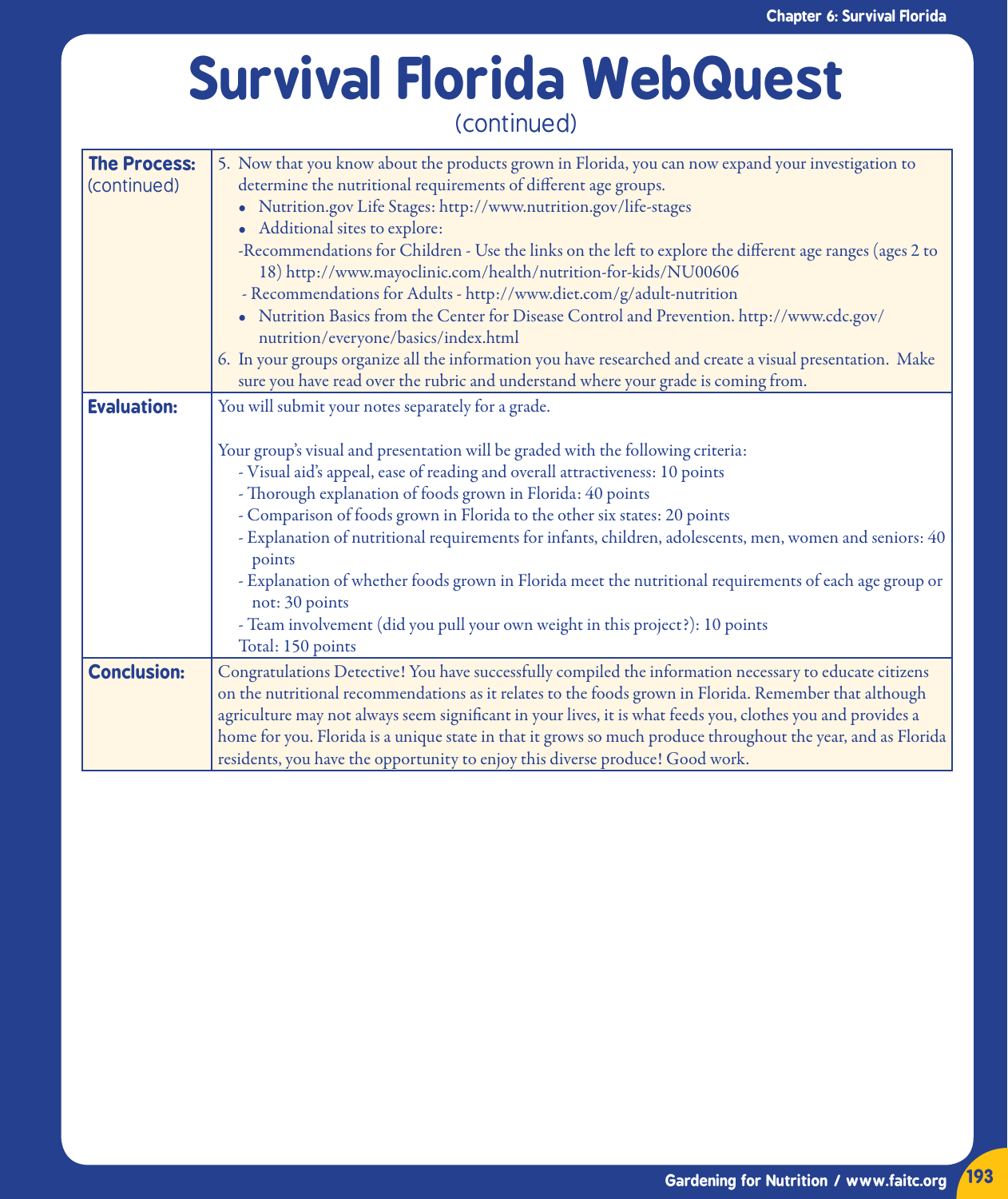# Survival Florida WebQuest

(continued)

| | |
|---|---|
| **The Process:** (continued) | 5. Now that you know about the products grown in Florida, you can now expand your investigation to determine the nutritional requirements of different age groups.<br>• Nutrition.gov Life Stages: http://www.nutrition.gov/life-stages<br>• Additional sites to explore:<br>-Recommendations for Children - Use the links on the left to explore the different age ranges (ages 2 to 18) http://www.mayoclinic.com/health/nutrition-for-kids/NU00606<br>- Recommendations for Adults - http://www.diet.com/g/adult-nutrition<br>• Nutrition Basics from the Center for Disease Control and Prevention. http://www.cdc.gov/nutrition/everyone/basics/index.html<br>6. In your groups organize all the information you have researched and create a visual presentation. Make sure you have read over the rubric and understand where your grade is coming from. |
| **Evaluation:** | You will submit your notes separately for a grade.<br><br>Your group's visual and presentation will be graded with the following criteria:<br>- Visual aid's appeal, ease of reading and overall attractiveness: 10 points<br>- Thorough explanation of foods grown in Florida: 40 points<br>- Comparison of foods grown in Florida to the other six states: 20 points<br>- Explanation of nutritional requirements for infants, children, adolescents, men, women and seniors: 40 points<br>- Explanation of whether foods grown in Florida meet the nutritional requirements of each age group or not: 30 points<br>- Team involvement (did you pull your own weight in this project?): 10 points<br>Total: 150 points |
| **Conclusion:** | Congratulations Detective! You have successfully compiled the information necessary to educate citizens on the nutritional recommendations as it relates to the foods grown in Florida. Remember that although agriculture may not always seem significant in your lives, it is what feeds you, clothes you and provides a home for you. Florida is a unique state in that it grows so much produce throughout the year, and as Florida residents, you have the opportunity to enjoy this diverse produce! Good work. |